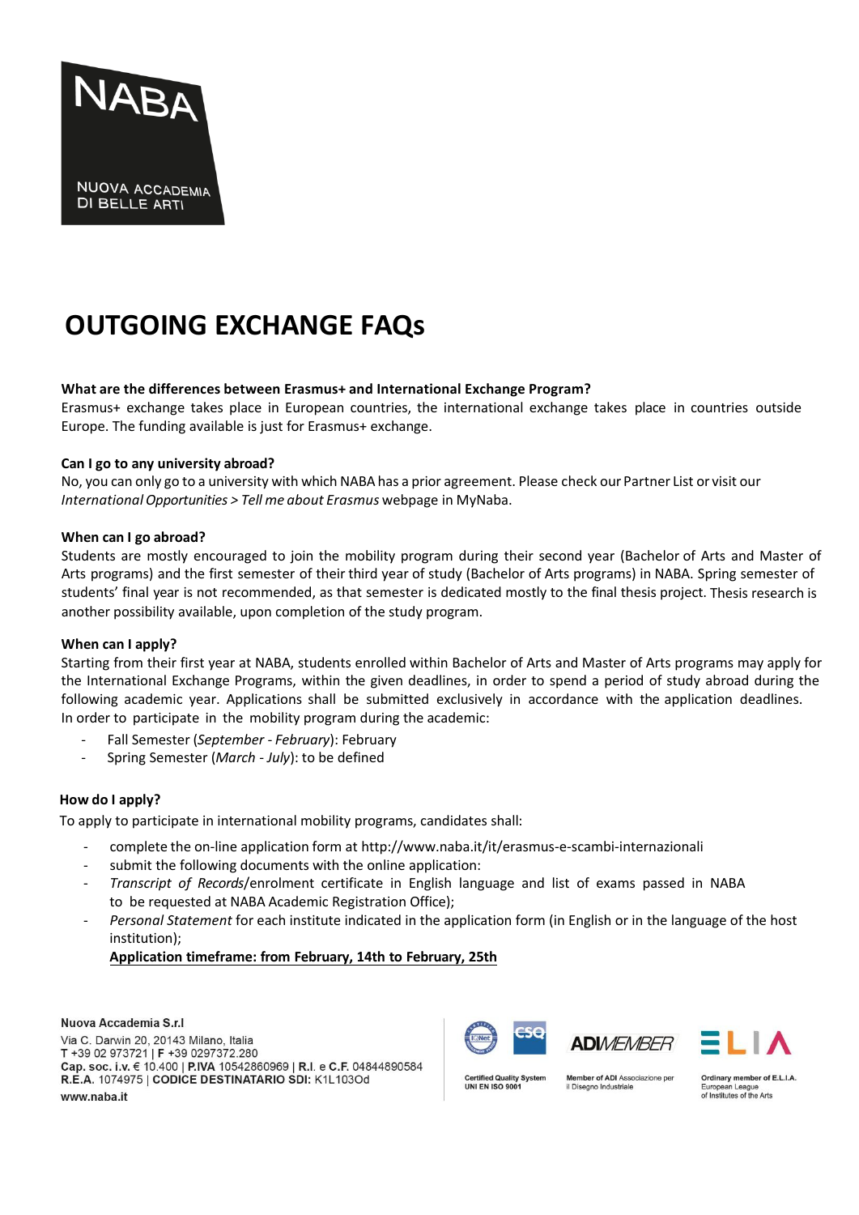# OUTGOING EXCHANGE FAQs

**What are the differences between Erasmus+ and International Exchange Program?**
Erasmus+ exchange takes place in European countries, the international exchange takes place in countries outside Europe. The funding available is just for Erasmus+ exchange.

**Can I go to any university abroad?**
No, you can only go to a university with which NABA has a prior agreement. Please check our Partner List or visit our *International Opportunities > Tell me about Erasmus* webpage in MyNaba.

**When can I go abroad?**
Students are mostly encouraged to join the mobility program during their second year (Bachelor of Arts and Master of Arts programs) and the first semester of their third year of study (Bachelor of Arts programs) in NABA. Spring semester of students' final year is not recommended, as that semester is dedicated mostly to the final thesis project. Thesis research is another possibility available, upon completion of the study program.

**When can I apply?**
Starting from their first year at NABA, students enrolled within Bachelor of Arts and Master of Arts programs may apply for the International Exchange Programs, within the given deadlines, in order to spend a period of study abroad during the following academic year. Applications shall be submitted exclusively in accordance with the application deadlines.
In order to participate in the mobility program during the academic:

- Fall Semester (*September - February*): February
- Spring Semester (*March - July*): to be defined

**How do I apply?**
To apply to participate in international mobility programs, candidates shall:

- complete the on-line application form at http://www.naba.it/it/erasmus-e-scambi-internazionali
- submit the following documents with the online application:
- *Transcript of Records*/enrolment certificate in English language and list of exams passed in NABA to be requested at NABA Academic Registration Office);
- *Personal Statement* for each institute indicated in the application form (in English or in the language of the host institution);

  **Application timeframe: from February, 14th to February, 25th**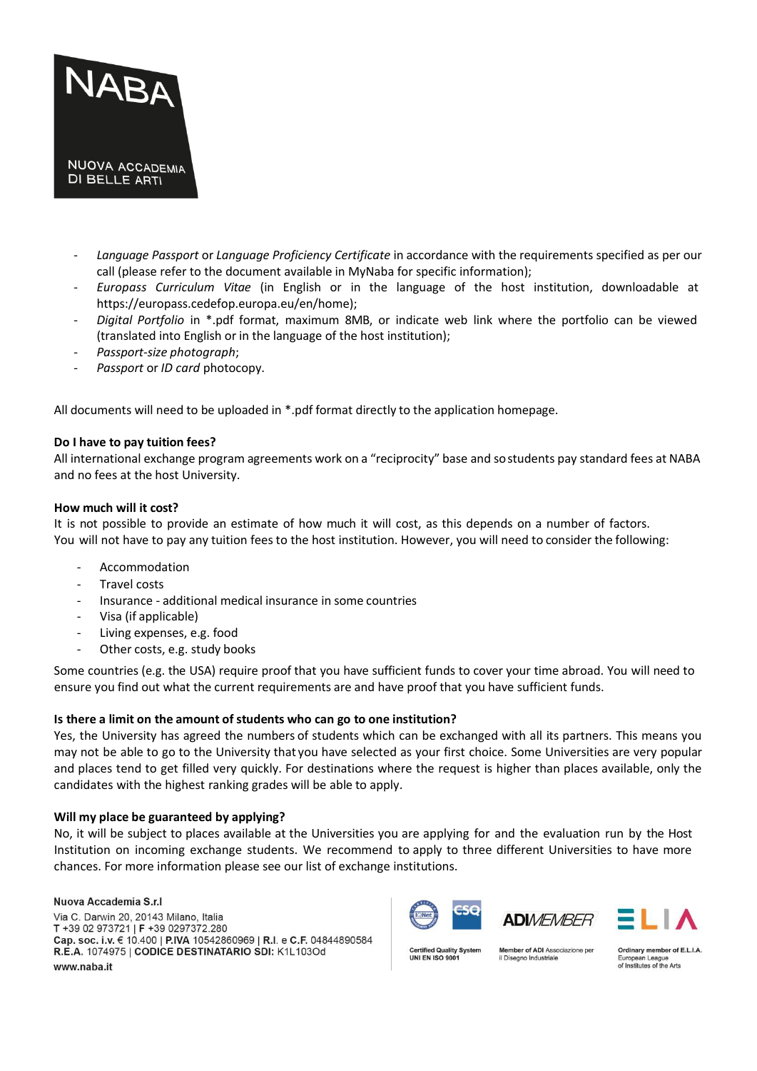- *Language Passport* or *Language Proficiency Certificate* in accordance with the requirements specified as per our call (please refer to the document available in MyNaba for specific information);
- *Europass Curriculum Vitae* (in English or in the language of the host institution, downloadable at https://europass.cedefop.europa.eu/en/home);
- *Digital Portfolio* in *.pdf format, maximum 8MB, or indicate web link where the portfolio can be viewed (translated into English or in the language of the host institution);
- *Passport-size photograph*;
- *Passport* or *ID card* photocopy.

All documents will need to be uploaded in *.pdf format directly to the application homepage.

**Do I have to pay tuition fees?**
All international exchange program agreements work on a "reciprocity" base and so students pay standard fees at NABA and no fees at the host University.

**How much will it cost?**
It is not possible to provide an estimate of how much it will cost, as this depends on a number of factors. You will not have to pay any tuition fees to the host institution. However, you will need to consider the following:

- Accommodation
- Travel costs
- Insurance - additional medical insurance in some countries
- Visa (if applicable)
- Living expenses, e.g. food
- Other costs, e.g. study books

Some countries (e.g. the USA) require proof that you have sufficient funds to cover your time abroad. You will need to ensure you find out what the current requirements are and have proof that you have sufficient funds.

**Is there a limit on the amount of students who can go to one institution?**
Yes, the University has agreed the numbers of students which can be exchanged with all its partners. This means you may not be able to go to the University that you have selected as your first choice. Some Universities are very popular and places tend to get filled very quickly. For destinations where the request is higher than places available, only the candidates with the highest ranking grades will be able to apply.

**Will my place be guaranteed by applying?**
No, it will be subject to places available at the Universities you are applying for and the evaluation run by the Host Institution on incoming exchange students. We recommend to apply to three different Universities to have more chances. For more information please see our list of exchange institutions.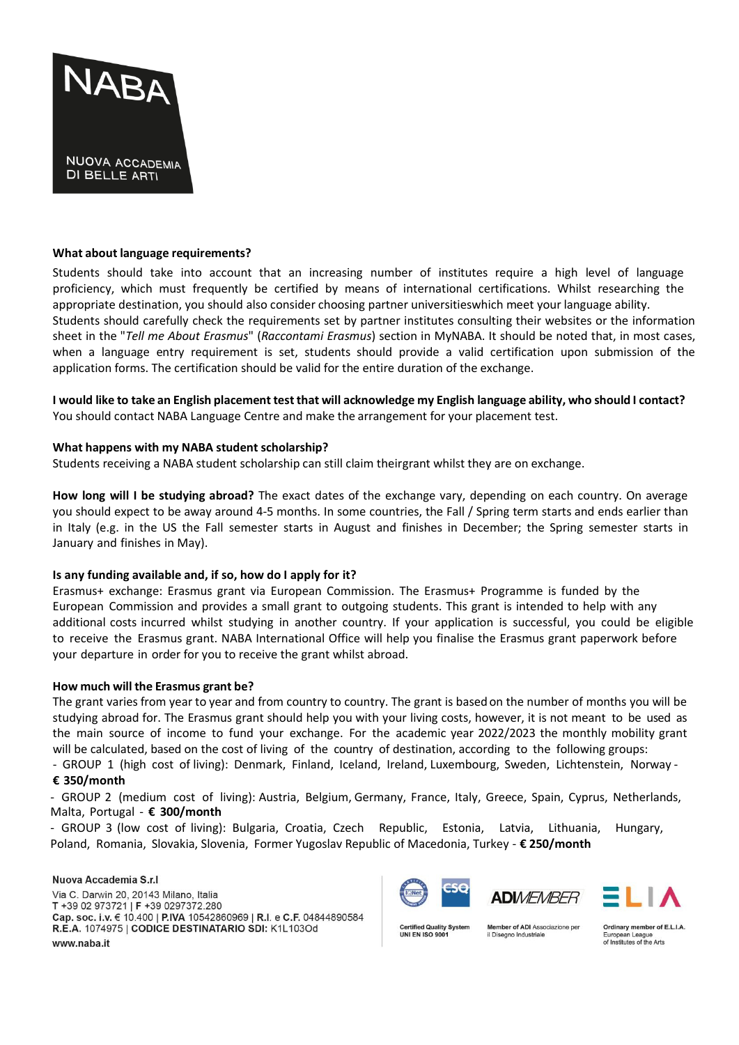**What about language requirements?**

Students should take into account that an increasing number of institutes require a high level of language proficiency, which must frequently be certified by means of international certifications. Whilst researching the appropriate destination, you should also consider choosing partner universitieswhich meet your language ability.
Students should carefully check the requirements set by partner institutes consulting their websites or the information sheet in the "*Tell me About Erasmus*" (*Raccontami Erasmus*) section in MyNABA. It should be noted that, in most cases, when a language entry requirement is set, students should provide a valid certification upon submission of the application forms. The certification should be valid for the entire duration of the exchange.

**I would like to take an English placement test that will acknowledge my English language ability, who should I contact?**
You should contact NABA Language Centre and make the arrangement for your placement test.

**What happens with my NABA student scholarship?**
Students receiving a NABA student scholarship can still claim theirgrant whilst they are on exchange.

**How long will I be studying abroad?** The exact dates of the exchange vary, depending on each country. On average you should expect to be away around 4-5 months. In some countries, the Fall / Spring term starts and ends earlier than in Italy (e.g. in the US the Fall semester starts in August and finishes in December; the Spring semester starts in January and finishes in May).

**Is any funding available and, if so, how do I apply for it?**
Erasmus+ exchange: Erasmus grant via European Commission. The Erasmus+ Programme is funded by the European Commission and provides a small grant to outgoing students. This grant is intended to help with any additional costs incurred whilst studying in another country. If your application is successful, you could be eligible to receive the Erasmus grant. NABA International Office will help you finalise the Erasmus grant paperwork before your departure in order for you to receive the grant whilst abroad.

**How much will the Erasmus grant be?**
The grant varies from year to year and from country to country. The grant is based on the number of months you will be studying abroad for. The Erasmus grant should help you with your living costs, however, it is not meant to be used as the main source of income to fund your exchange. For the academic year 2022/2023 the monthly mobility grant will be calculated, based on the cost of living of the country of destination, according to the following groups:

- GROUP 1 (high cost of living): Denmark, Finland, Iceland, Ireland, Luxembourg, Sweden, Lichtenstein, Norway - **€ 350/month**
- GROUP 2 (medium cost of living): Austria, Belgium, Germany, France, Italy, Greece, Spain, Cyprus, Netherlands, Malta, Portugal - **€ 300/month**
- GROUP 3 (low cost of living): Bulgaria, Croatia, Czech Republic, Estonia, Latvia, Lithuania, Hungary, Poland, Romania, Slovakia, Slovenia, Former Yugoslav Republic of Macedonia, Turkey - **€ 250/month**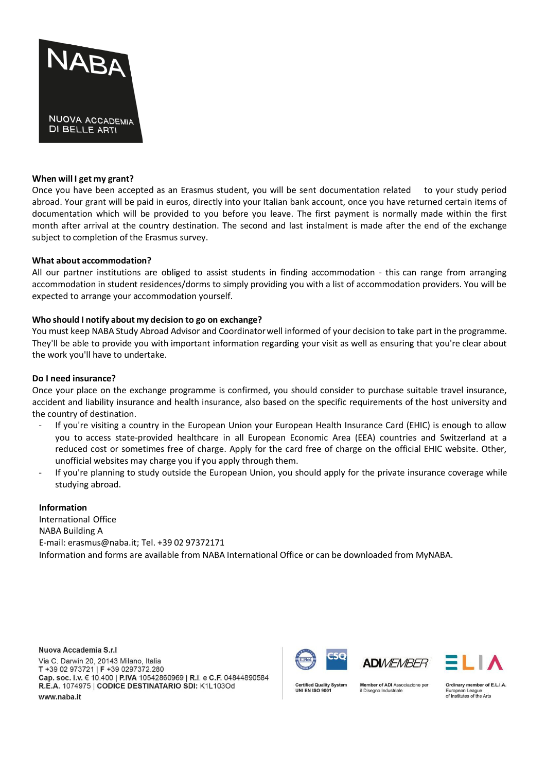**When will I get my grant?**

Once you have been accepted as an Erasmus student, you will be sent documentation related to your study period abroad. Your grant will be paid in euros, directly into your Italian bank account, once you have returned certain items of documentation which will be provided to you before you leave. The first payment is normally made within the first month after arrival at the country destination. The second and last instalment is made after the end of the exchange subject to completion of the Erasmus survey.

**What about accommodation?**

All our partner institutions are obliged to assist students in finding accommodation - this can range from arranging accommodation in student residences/dorms to simply providing you with a list of accommodation providers. You will be expected to arrange your accommodation yourself.

**Who should I notify about my decision to go on exchange?**

You must keep NABA Study Abroad Advisor and Coordinator well informed of your decision to take part in the programme. They'll be able to provide you with important information regarding your visit as well as ensuring that you're clear about the work you'll have to undertake.

**Do I need insurance?**

Once your place on the exchange programme is confirmed, you should consider to purchase suitable travel insurance, accident and liability insurance and health insurance, also based on the specific requirements of the host university and the country of destination.

- If you're visiting a country in the European Union your European Health Insurance Card (EHIC) is enough to allow you to access state-provided healthcare in all European Economic Area (EEA) countries and Switzerland at a reduced cost or sometimes free of charge. Apply for the card free of charge on the official EHIC website. Other, unofficial websites may charge you if you apply through them.
- If you're planning to study outside the European Union, you should apply for the private insurance coverage while studying abroad.

**Information**

International Office
NABA Building A
E-mail: erasmus@naba.it; Tel. +39 02 97372171
Information and forms are available from NABA International Office or can be downloaded from MyNABA.